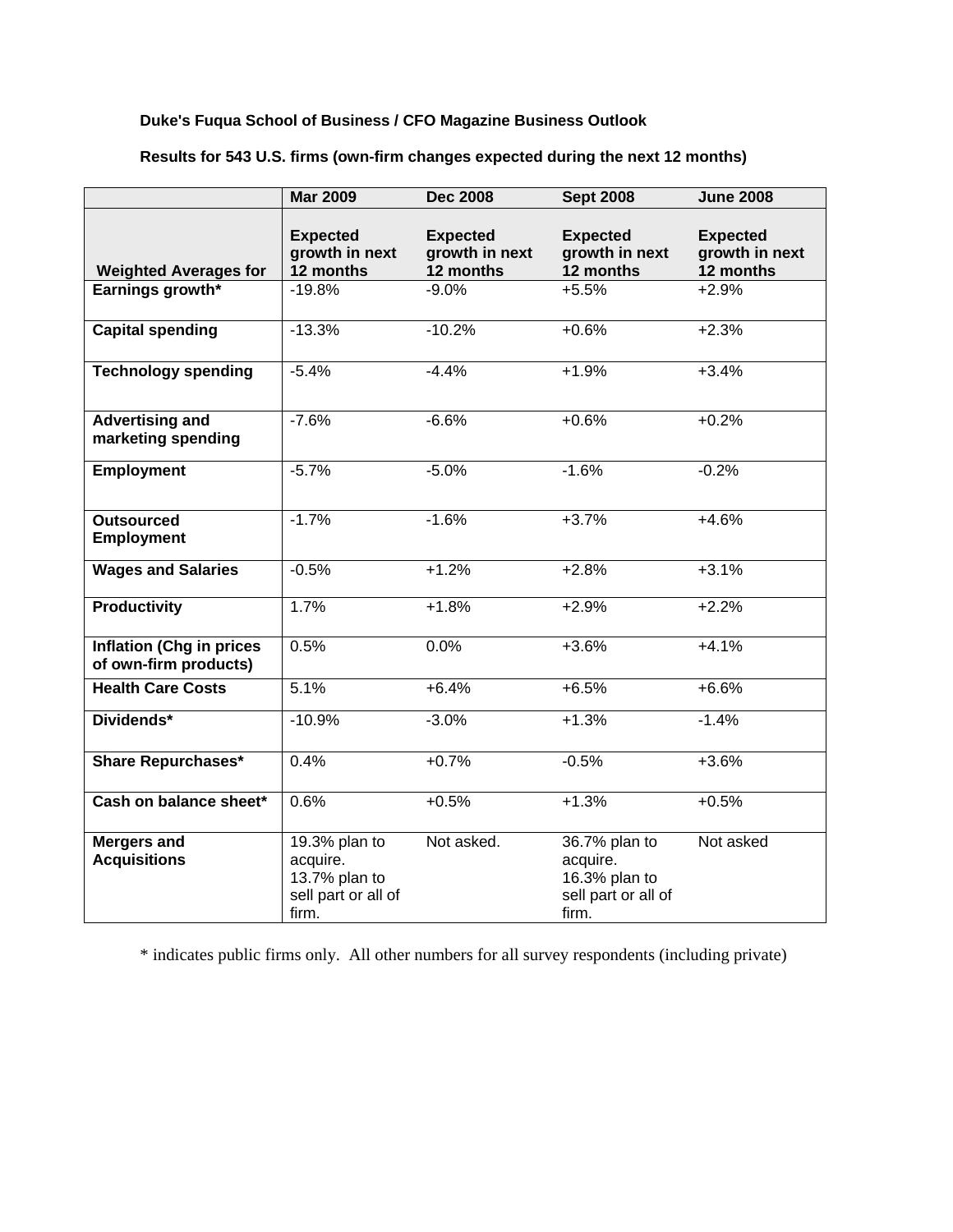**Duke's Fuqua School of Business / CFO Magazine Business Outlook**

**Results for 543 U.S. firms (own-firm changes expected during the next 12 months)**

| | Mar 2009 | Dec 2008 | Sept 2008 | June 2008 |
|---|---|---|---|---|
| **Weighted Averages for** | **Expected growth in next 12 months** | **Expected growth in next 12 months** | **Expected growth in next 12 months** | **Expected growth in next 12 months** |
| **Earnings growth*** | -19.8% | -9.0% | +5.5% | +2.9% |
| **Capital spending** | -13.3% | -10.2% | +0.6% | +2.3% |
| **Technology spending** | -5.4% | -4.4% | +1.9% | +3.4% |
| **Advertising and marketing spending** | -7.6% | -6.6% | +0.6% | +0.2% |
| **Employment** | -5.7% | -5.0% | -1.6% | -0.2% |
| **Outsourced Employment** | -1.7% | -1.6% | +3.7% | +4.6% |
| **Wages and Salaries** | -0.5% | +1.2% | +2.8% | +3.1% |
| **Productivity** | 1.7% | +1.8% | +2.9% | +2.2% |
| **Inflation (Chg in prices of own-firm products)** | 0.5% | 0.0% | +3.6% | +4.1% |
| **Health Care Costs** | 5.1% | +6.4% | +6.5% | +6.6% |
| **Dividends*** | -10.9% | -3.0% | +1.3% | -1.4% |
| **Share Repurchases*** | 0.4% | +0.7% | -0.5% | +3.6% |
| **Cash on balance sheet*** | 0.6% | +0.5% | +1.3% | +0.5% |
| **Mergers and Acquisitions** | 19.3% plan to acquire. 13.7% plan to sell part or all of firm. | Not asked. | 36.7% plan to acquire. 16.3% plan to sell part or all of firm. | Not asked |

* indicates public firms only. All other numbers for all survey respondents (including private)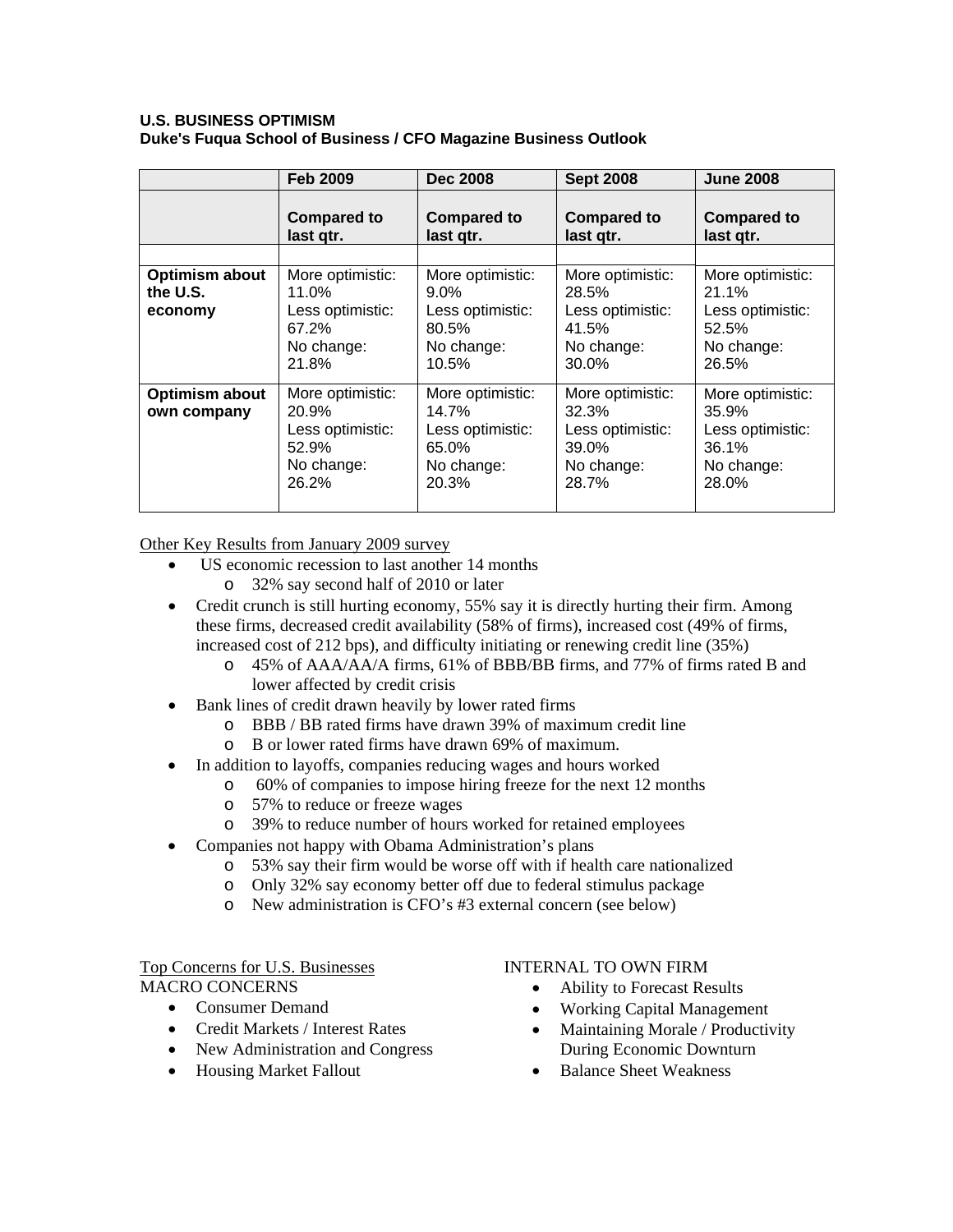**U.S. BUSINESS OPTIMISM**
**Duke's Fuqua School of Business / CFO Magazine Business Outlook**

| | Feb 2009 | Dec 2008 | Sept 2008 | June 2008 |
|---|---|---|---|---|
| | **Compared to last qtr.** | **Compared to last qtr.** | **Compared to last qtr.** | **Compared to last qtr.** |
| | | | | |
| **Optimism about the U.S. economy** | More optimistic: 11.0% Less optimistic: 67.2% No change: 21.8% | More optimistic: 9.0% Less optimistic: 80.5% No change: 10.5% | More optimistic: 28.5% Less optimistic: 41.5% No change: 30.0% | More optimistic: 21.1% Less optimistic: 52.5% No change: 26.5% |
| **Optimism about own company** | More optimistic: 20.9% Less optimistic: 52.9% No change: 26.2% | More optimistic: 14.7% Less optimistic: 65.0% No change: 20.3% | More optimistic: 32.3% Less optimistic: 39.0% No change: 28.7% | More optimistic: 35.9% Less optimistic: 36.1% No change: 28.0% |

Other Key Results from January 2009 survey

- US economic recession to last another 14 months
  - 32% say second half of 2010 or later
- Credit crunch is still hurting economy, 55% say it is directly hurting their firm. Among these firms, decreased credit availability (58% of firms), increased cost (49% of firms, increased cost of 212 bps), and difficulty initiating or renewing credit line (35%)
  - 45% of AAA/AA/A firms, 61% of BBB/BB firms, and 77% of firms rated B and lower affected by credit crisis
- Bank lines of credit drawn heavily by lower rated firms
  - BBB / BB rated firms have drawn 39% of maximum credit line
  - B or lower rated firms have drawn 69% of maximum.
- In addition to layoffs, companies reducing wages and hours worked
  - 60% of companies to impose hiring freeze for the next 12 months
  - 57% to reduce or freeze wages
  - 39% to reduce number of hours worked for retained employees
- Companies not happy with Obama Administration's plans
  - 53% say their firm would be worse off with if health care nationalized
  - Only 32% say economy better off due to federal stimulus package
  - New administration is CFO's #3 external concern (see below)

Top Concerns for U.S. Businesses

MACRO CONCERNS

- Consumer Demand
- Credit Markets / Interest Rates
- New Administration and Congress
- Housing Market Fallout

INTERNAL TO OWN FIRM

- Ability to Forecast Results
- Working Capital Management
- Maintaining Morale / Productivity During Economic Downturn
- Balance Sheet Weakness